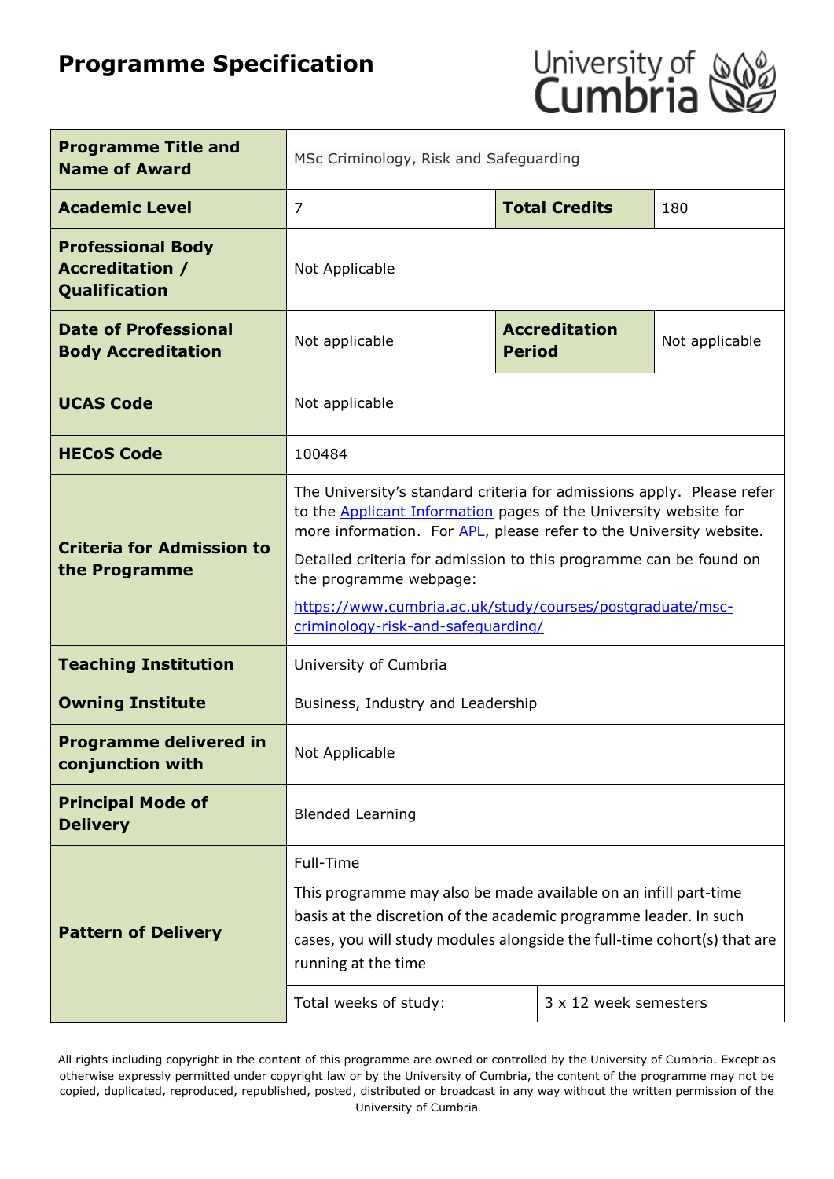# Programme Specification

| | | | |
|---|---|---|---|
| **Programme Title and Name of Award** | MSc Criminology, Risk and Safeguarding | | |
| **Academic Level** | 7 | **Total Credits** | 180 |
| **Professional Body Accreditation / Qualification** | Not Applicable | | |
| **Date of Professional Body Accreditation** | Not applicable | **Accreditation Period** | Not applicable |
| **UCAS Code** | Not applicable | | |
| **HECoS Code** | 100484 | | |
| **Criteria for Admission to the Programme** | The University's standard criteria for admissions apply. Please refer to the [Applicant Information]() pages of the University website for more information. For [APL](), please refer to the University website.<br><br>Detailed criteria for admission to this programme can be found on the programme webpage:<br><br>[https://www.cumbria.ac.uk/study/courses/postgraduate/msc-criminology-risk-and-safeguarding/](https://www.cumbria.ac.uk/study/courses/postgraduate/msc-criminology-risk-and-safeguarding/) | | |
| **Teaching Institution** | University of Cumbria | | |
| **Owning Institute** | Business, Industry and Leadership | | |
| **Programme delivered in conjunction with** | Not Applicable | | |
| **Principal Mode of Delivery** | Blended Learning | | |
| **Pattern of Delivery** | Full-Time<br><br>This programme may also be made available on an infill part-time basis at the discretion of the academic programme leader. In such cases, you will study modules alongside the full-time cohort(s) that are running at the time | | |
| | Total weeks of study: | 3 x 12 week semesters | |

All rights including copyright in the content of this programme are owned or controlled by the University of Cumbria. Except as otherwise expressly permitted under copyright law or by the University of Cumbria, the content of the programme may not be copied, duplicated, reproduced, republished, posted, distributed or broadcast in any way without the written permission of the University of Cumbria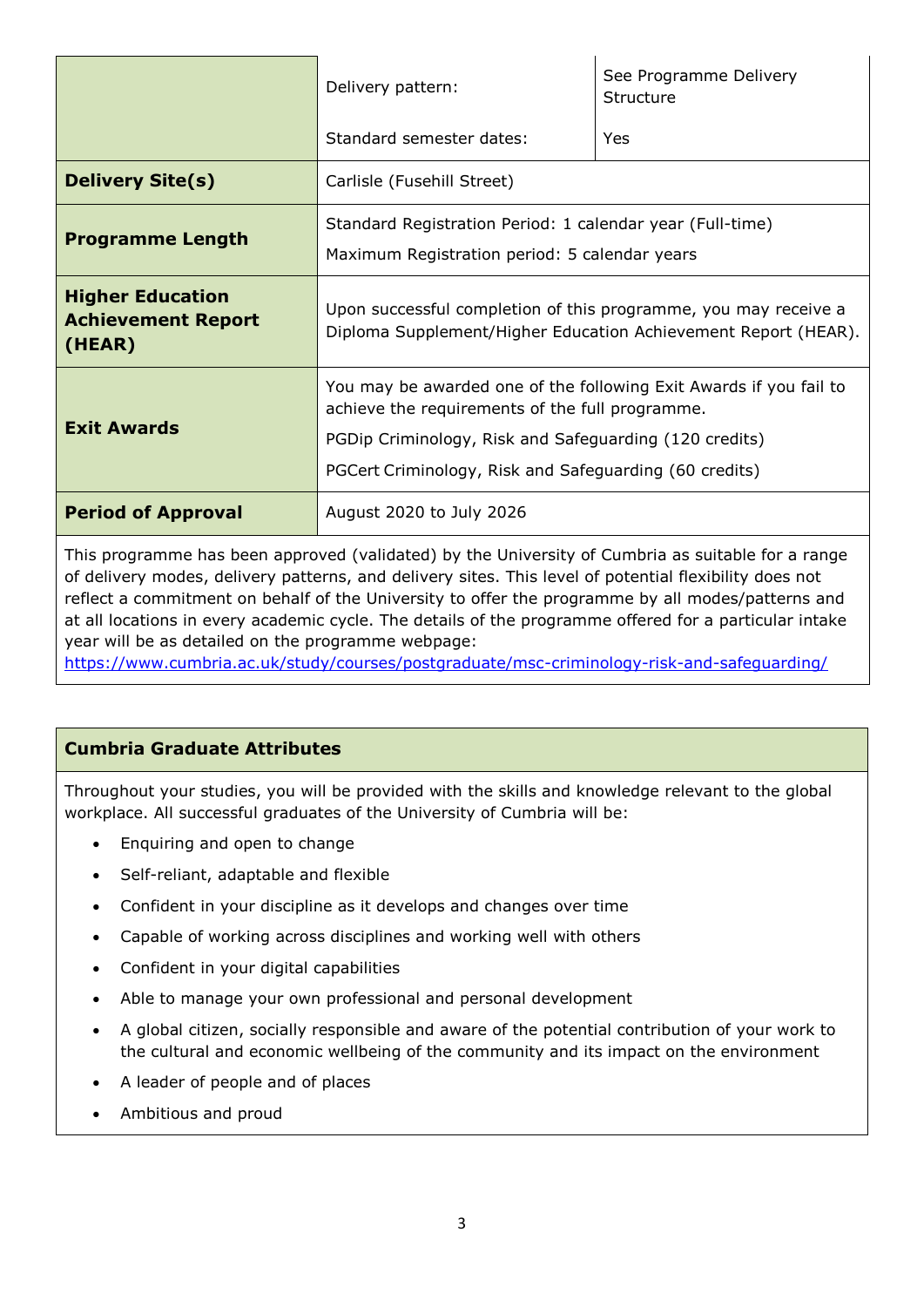| | | |
|---|---|---|
| | Delivery pattern: | See Programme Delivery Structure |
| | Standard semester dates: | Yes |
| **Delivery Site(s)** | Carlisle (Fusehill Street) | |
| **Programme Length** | Standard Registration Period: 1 calendar year (Full-time)<br>Maximum Registration period: 5 calendar years | |
| **Higher Education Achievement Report (HEAR)** | Upon successful completion of this programme, you may receive a Diploma Supplement/Higher Education Achievement Report (HEAR). | |
| **Exit Awards** | You may be awarded one of the following Exit Awards if you fail to achieve the requirements of the full programme.<br>PGDip Criminology, Risk and Safeguarding (120 credits)<br>PGCert Criminology, Risk and Safeguarding (60 credits) | |
| **Period of Approval** | August 2020 to July 2026 | |

This programme has been approved (validated) by the University of Cumbria as suitable for a range of delivery modes, delivery patterns, and delivery sites. This level of potential flexibility does not reflect a commitment on behalf of the University to offer the programme by all modes/patterns and at all locations in every academic cycle. The details of the programme offered for a particular intake year will be as detailed on the programme webpage:
https://www.cumbria.ac.uk/study/courses/postgraduate/msc-criminology-risk-and-safeguarding/

## Cumbria Graduate Attributes

Throughout your studies, you will be provided with the skills and knowledge relevant to the global workplace. All successful graduates of the University of Cumbria will be:

- Enquiring and open to change
- Self-reliant, adaptable and flexible
- Confident in your discipline as it develops and changes over time
- Capable of working across disciplines and working well with others
- Confident in your digital capabilities
- Able to manage your own professional and personal development
- A global citizen, socially responsible and aware of the potential contribution of your work to the cultural and economic wellbeing of the community and its impact on the environment
- A leader of people and of places
- Ambitious and proud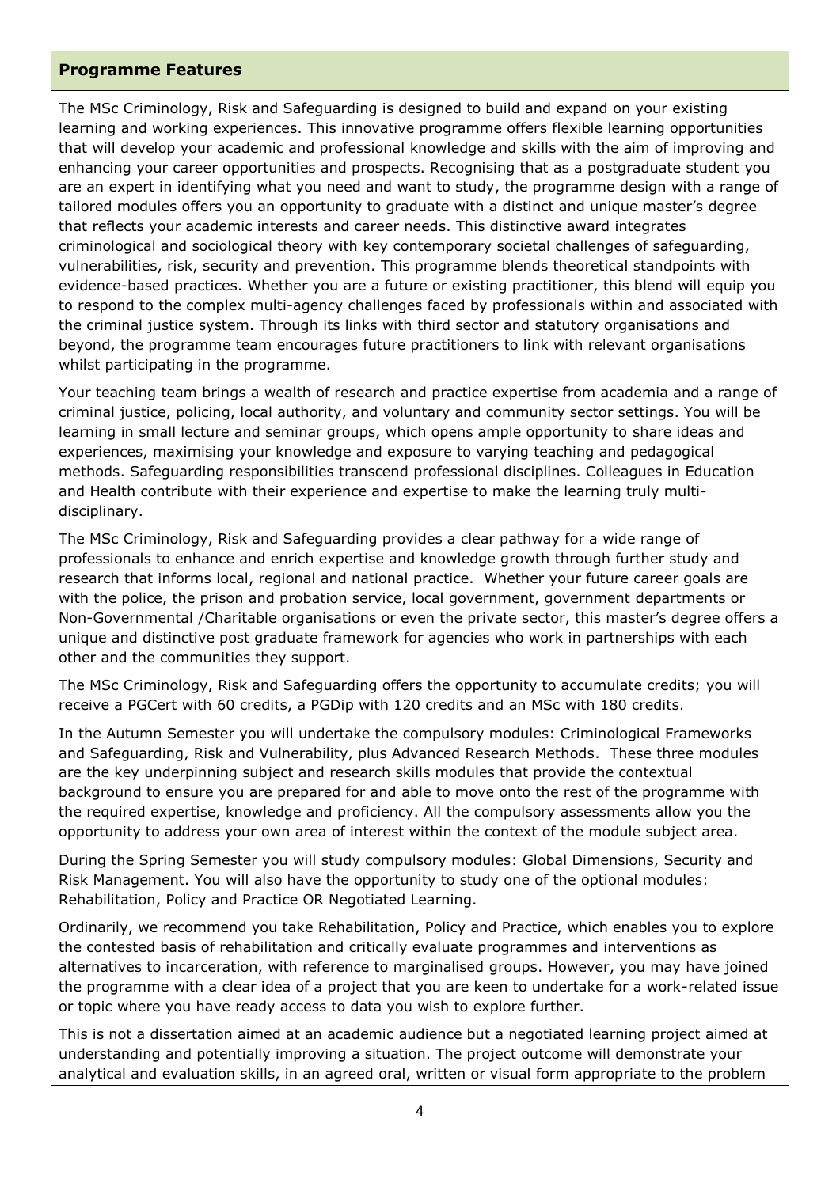## Programme Features

The MSc Criminology, Risk and Safeguarding is designed to build and expand on your existing learning and working experiences. This innovative programme offers flexible learning opportunities that will develop your academic and professional knowledge and skills with the aim of improving and enhancing your career opportunities and prospects. Recognising that as a postgraduate student you are an expert in identifying what you need and want to study, the programme design with a range of tailored modules offers you an opportunity to graduate with a distinct and unique master's degree that reflects your academic interests and career needs. This distinctive award integrates criminological and sociological theory with key contemporary societal challenges of safeguarding, vulnerabilities, risk, security and prevention. This programme blends theoretical standpoints with evidence-based practices. Whether you are a future or existing practitioner, this blend will equip you to respond to the complex multi-agency challenges faced by professionals within and associated with the criminal justice system. Through its links with third sector and statutory organisations and beyond, the programme team encourages future practitioners to link with relevant organisations whilst participating in the programme.

Your teaching team brings a wealth of research and practice expertise from academia and a range of criminal justice, policing, local authority, and voluntary and community sector settings. You will be learning in small lecture and seminar groups, which opens ample opportunity to share ideas and experiences, maximising your knowledge and exposure to varying teaching and pedagogical methods. Safeguarding responsibilities transcend professional disciplines. Colleagues in Education and Health contribute with their experience and expertise to make the learning truly multi-disciplinary.

The MSc Criminology, Risk and Safeguarding provides a clear pathway for a wide range of professionals to enhance and enrich expertise and knowledge growth through further study and research that informs local, regional and national practice. Whether your future career goals are with the police, the prison and probation service, local government, government departments or Non-Governmental /Charitable organisations or even the private sector, this master's degree offers a unique and distinctive post graduate framework for agencies who work in partnerships with each other and the communities they support.

The MSc Criminology, Risk and Safeguarding offers the opportunity to accumulate credits; you will receive a PGCert with 60 credits, a PGDip with 120 credits and an MSc with 180 credits.

In the Autumn Semester you will undertake the compulsory modules: Criminological Frameworks and Safeguarding, Risk and Vulnerability, plus Advanced Research Methods. These three modules are the key underpinning subject and research skills modules that provide the contextual background to ensure you are prepared for and able to move onto the rest of the programme with the required expertise, knowledge and proficiency. All the compulsory assessments allow you the opportunity to address your own area of interest within the context of the module subject area.

During the Spring Semester you will study compulsory modules: Global Dimensions, Security and Risk Management. You will also have the opportunity to study one of the optional modules: Rehabilitation, Policy and Practice OR Negotiated Learning.

Ordinarily, we recommend you take Rehabilitation, Policy and Practice, which enables you to explore the contested basis of rehabilitation and critically evaluate programmes and interventions as alternatives to incarceration, with reference to marginalised groups. However, you may have joined the programme with a clear idea of a project that you are keen to undertake for a work-related issue or topic where you have ready access to data you wish to explore further.

This is not a dissertation aimed at an academic audience but a negotiated learning project aimed at understanding and potentially improving a situation. The project outcome will demonstrate your analytical and evaluation skills, in an agreed oral, written or visual form appropriate to the problem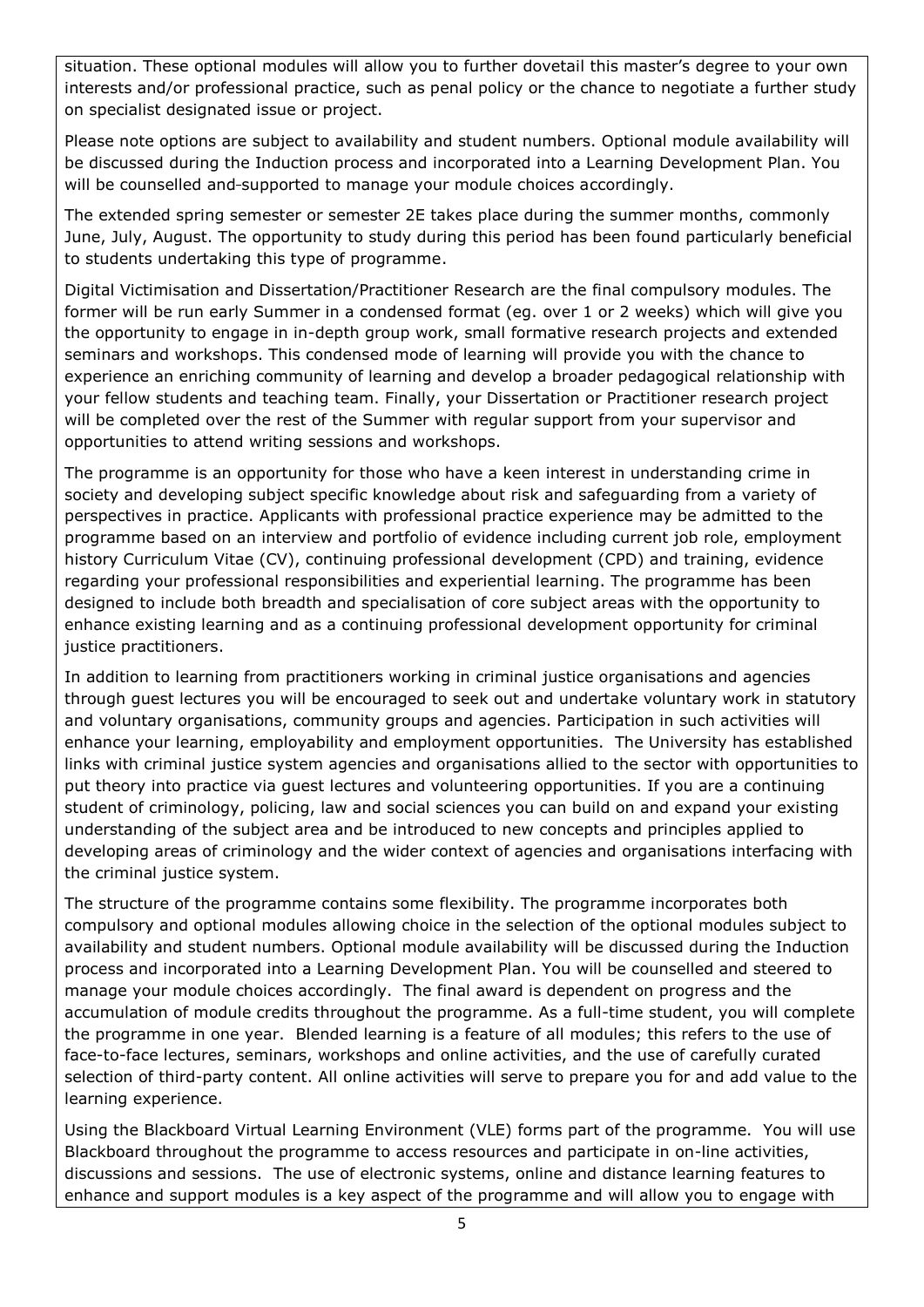situation. These optional modules will allow you to further dovetail this master's degree to your own interests and/or professional practice, such as penal policy or the chance to negotiate a further study on specialist designated issue or project.

Please note options are subject to availability and student numbers. Optional module availability will be discussed during the Induction process and incorporated into a Learning Development Plan. You will be counselled and supported to manage your module choices accordingly.

The extended spring semester or semester 2E takes place during the summer months, commonly June, July, August. The opportunity to study during this period has been found particularly beneficial to students undertaking this type of programme.

Digital Victimisation and Dissertation/Practitioner Research are the final compulsory modules. The former will be run early Summer in a condensed format (eg. over 1 or 2 weeks) which will give you the opportunity to engage in in-depth group work, small formative research projects and extended seminars and workshops. This condensed mode of learning will provide you with the chance to experience an enriching community of learning and develop a broader pedagogical relationship with your fellow students and teaching team. Finally, your Dissertation or Practitioner research project will be completed over the rest of the Summer with regular support from your supervisor and opportunities to attend writing sessions and workshops.

The programme is an opportunity for those who have a keen interest in understanding crime in society and developing subject specific knowledge about risk and safeguarding from a variety of perspectives in practice. Applicants with professional practice experience may be admitted to the programme based on an interview and portfolio of evidence including current job role, employment history Curriculum Vitae (CV), continuing professional development (CPD) and training, evidence regarding your professional responsibilities and experiential learning. The programme has been designed to include both breadth and specialisation of core subject areas with the opportunity to enhance existing learning and as a continuing professional development opportunity for criminal justice practitioners.

In addition to learning from practitioners working in criminal justice organisations and agencies through guest lectures you will be encouraged to seek out and undertake voluntary work in statutory and voluntary organisations, community groups and agencies. Participation in such activities will enhance your learning, employability and employment opportunities. The University has established links with criminal justice system agencies and organisations allied to the sector with opportunities to put theory into practice via guest lectures and volunteering opportunities. If you are a continuing student of criminology, policing, law and social sciences you can build on and expand your existing understanding of the subject area and be introduced to new concepts and principles applied to developing areas of criminology and the wider context of agencies and organisations interfacing with the criminal justice system.

The structure of the programme contains some flexibility. The programme incorporates both compulsory and optional modules allowing choice in the selection of the optional modules subject to availability and student numbers. Optional module availability will be discussed during the Induction process and incorporated into a Learning Development Plan. You will be counselled and steered to manage your module choices accordingly. The final award is dependent on progress and the accumulation of module credits throughout the programme. As a full-time student, you will complete the programme in one year. Blended learning is a feature of all modules; this refers to the use of face-to-face lectures, seminars, workshops and online activities, and the use of carefully curated selection of third-party content. All online activities will serve to prepare you for and add value to the learning experience.

Using the Blackboard Virtual Learning Environment (VLE) forms part of the programme. You will use Blackboard throughout the programme to access resources and participate in on-line activities, discussions and sessions. The use of electronic systems, online and distance learning features to enhance and support modules is a key aspect of the programme and will allow you to engage with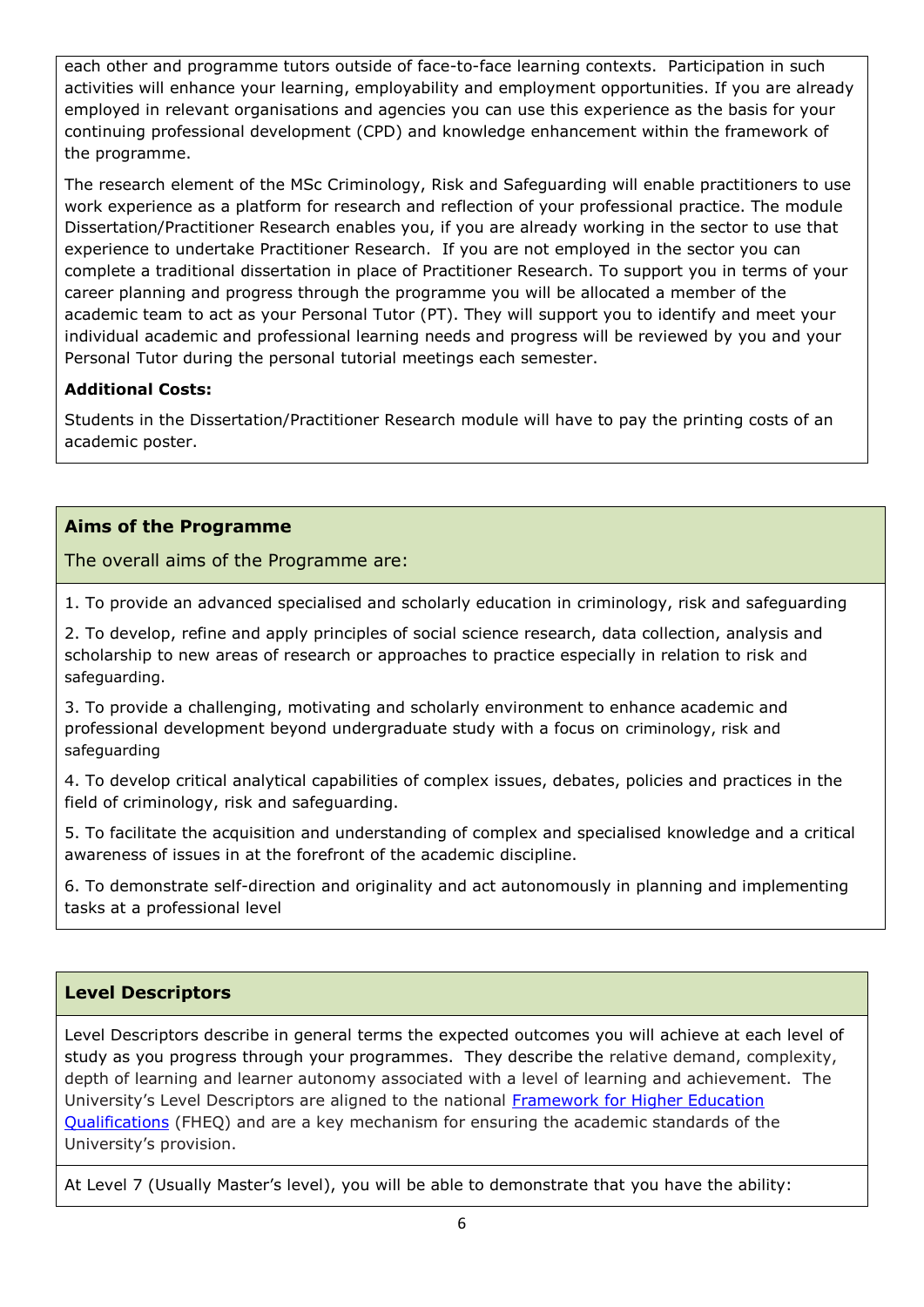each other and programme tutors outside of face-to-face learning contexts. Participation in such activities will enhance your learning, employability and employment opportunities. If you are already employed in relevant organisations and agencies you can use this experience as the basis for your continuing professional development (CPD) and knowledge enhancement within the framework of the programme.

The research element of the MSc Criminology, Risk and Safeguarding will enable practitioners to use work experience as a platform for research and reflection of your professional practice. The module Dissertation/Practitioner Research enables you, if you are already working in the sector to use that experience to undertake Practitioner Research. If you are not employed in the sector you can complete a traditional dissertation in place of Practitioner Research. To support you in terms of your career planning and progress through the programme you will be allocated a member of the academic team to act as your Personal Tutor (PT). They will support you to identify and meet your individual academic and professional learning needs and progress will be reviewed by you and your Personal Tutor during the personal tutorial meetings each semester.

**Additional Costs:**

Students in the Dissertation/Practitioner Research module will have to pay the printing costs of an academic poster.

## Aims of the Programme

The overall aims of the Programme are:

1. To provide an advanced specialised and scholarly education in criminology, risk and safeguarding

2. To develop, refine and apply principles of social science research, data collection, analysis and scholarship to new areas of research or approaches to practice especially in relation to risk and safeguarding.

3. To provide a challenging, motivating and scholarly environment to enhance academic and professional development beyond undergraduate study with a focus on criminology, risk and safeguarding

4. To develop critical analytical capabilities of complex issues, debates, policies and practices in the field of criminology, risk and safeguarding.

5. To facilitate the acquisition and understanding of complex and specialised knowledge and a critical awareness of issues in at the forefront of the academic discipline.

6. To demonstrate self-direction and originality and act autonomously in planning and implementing tasks at a professional level

## Level Descriptors

Level Descriptors describe in general terms the expected outcomes you will achieve at each level of study as you progress through your programmes. They describe the relative demand, complexity, depth of learning and learner autonomy associated with a level of learning and achievement. The University's Level Descriptors are aligned to the national [Framework for Higher Education Qualifications](#) (FHEQ) and are a key mechanism for ensuring the academic standards of the University's provision.

At Level 7 (Usually Master's level), you will be able to demonstrate that you have the ability: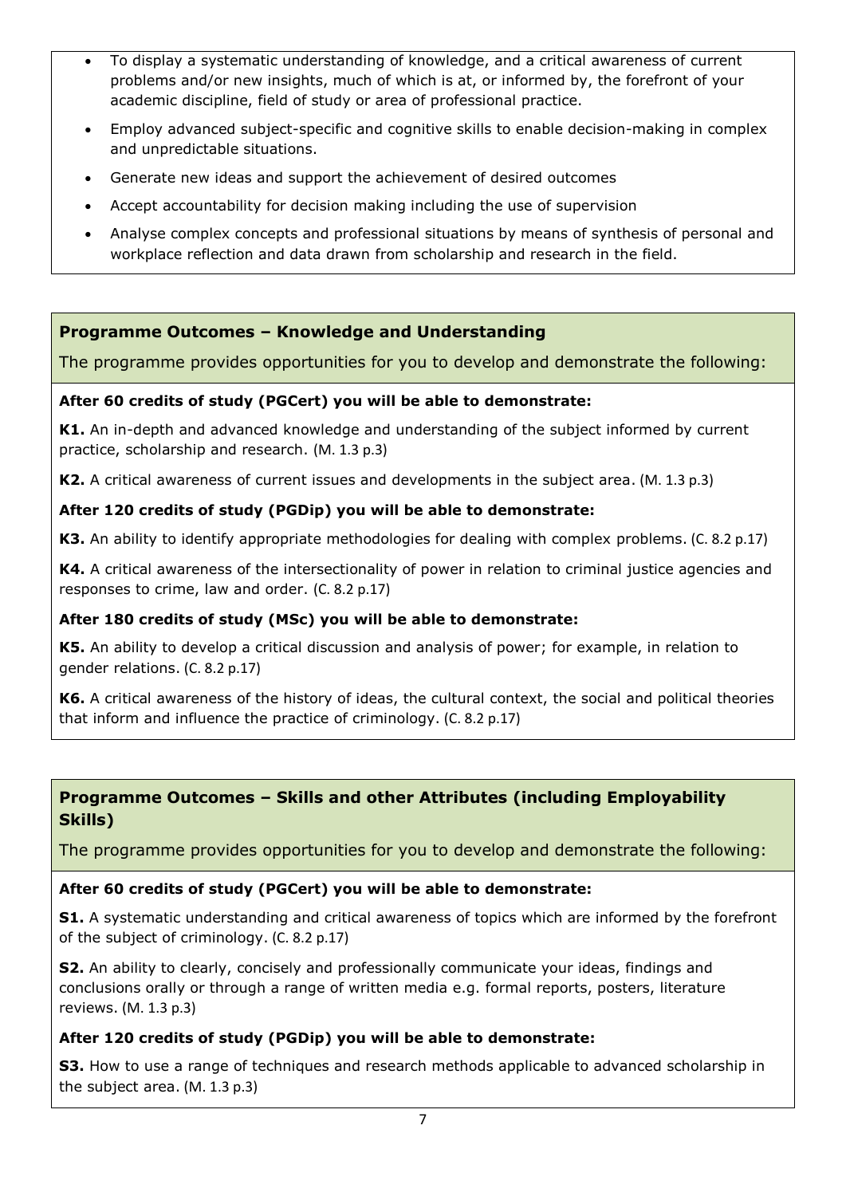- To display a systematic understanding of knowledge, and a critical awareness of current problems and/or new insights, much of which is at, or informed by, the forefront of your academic discipline, field of study or area of professional practice.
- Employ advanced subject-specific and cognitive skills to enable decision-making in complex and unpredictable situations.
- Generate new ideas and support the achievement of desired outcomes
- Accept accountability for decision making including the use of supervision
- Analyse complex concepts and professional situations by means of synthesis of personal and workplace reflection and data drawn from scholarship and research in the field.

## Programme Outcomes – Knowledge and Understanding

The programme provides opportunities for you to develop and demonstrate the following:

**After 60 credits of study (PGCert) you will be able to demonstrate:**

**K1.** An in-depth and advanced knowledge and understanding of the subject informed by current practice, scholarship and research. (M. 1.3 p.3)

**K2.** A critical awareness of current issues and developments in the subject area. (M. 1.3 p.3)

**After 120 credits of study (PGDip) you will be able to demonstrate:**

**K3.** An ability to identify appropriate methodologies for dealing with complex problems. (C. 8.2 p.17)

**K4.** A critical awareness of the intersectionality of power in relation to criminal justice agencies and responses to crime, law and order. (C. 8.2 p.17)

**After 180 credits of study (MSc) you will be able to demonstrate:**

**K5.** An ability to develop a critical discussion and analysis of power; for example, in relation to gender relations. (C. 8.2 p.17)

**K6.** A critical awareness of the history of ideas, the cultural context, the social and political theories that inform and influence the practice of criminology. (C. 8.2 p.17)

## Programme Outcomes – Skills and other Attributes (including Employability Skills)

The programme provides opportunities for you to develop and demonstrate the following:

**After 60 credits of study (PGCert) you will be able to demonstrate:**

**S1.** A systematic understanding and critical awareness of topics which are informed by the forefront of the subject of criminology. (C. 8.2 p.17)

**S2.** An ability to clearly, concisely and professionally communicate your ideas, findings and conclusions orally or through a range of written media e.g. formal reports, posters, literature reviews. (M. 1.3 p.3)

**After 120 credits of study (PGDip) you will be able to demonstrate:**

**S3.** How to use a range of techniques and research methods applicable to advanced scholarship in the subject area. (M. 1.3 p.3)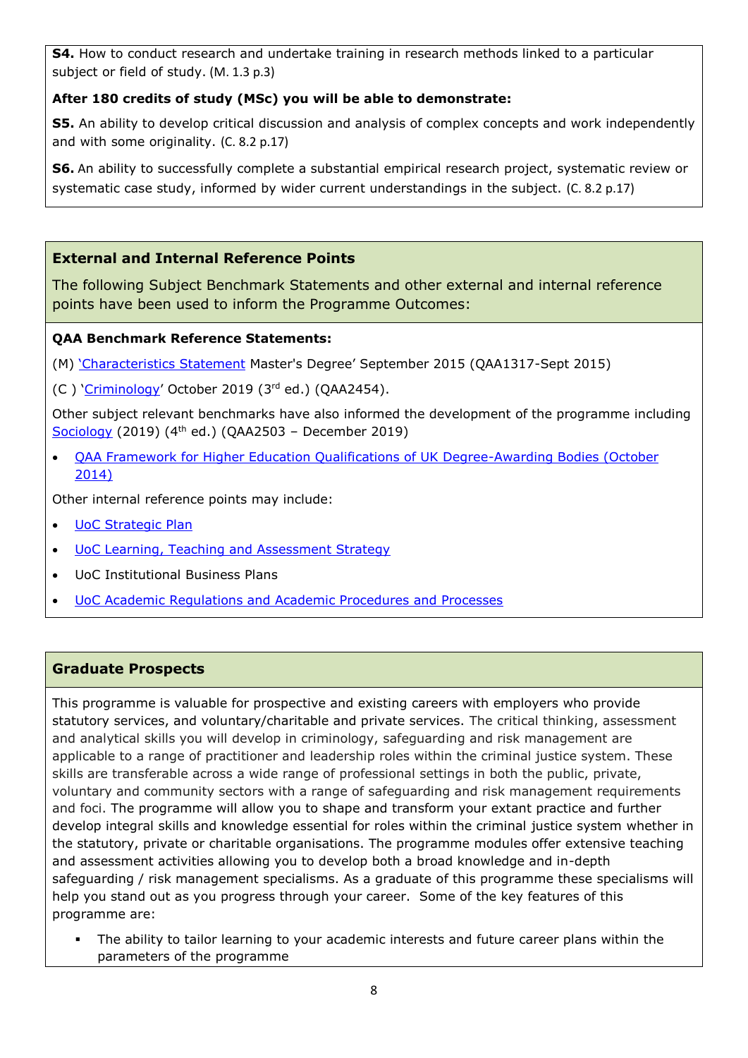**S4.** How to conduct research and undertake training in research methods linked to a particular subject or field of study. (M. 1.3 p.3)

**After 180 credits of study (MSc) you will be able to demonstrate:**

**S5.** An ability to develop critical discussion and analysis of complex concepts and work independently and with some originality. (C. 8.2 p.17)

**S6.** An ability to successfully complete a substantial empirical research project, systematic review or systematic case study, informed by wider current understandings in the subject. (C. 8.2 p.17)

## External and Internal Reference Points

The following Subject Benchmark Statements and other external and internal reference points have been used to inform the Programme Outcomes:

**QAA Benchmark Reference Statements:**

(M) 'Characteristics Statement Master's Degree' September 2015 (QAA1317-Sept 2015)

(C ) 'Criminology' October 2019 (3rd ed.) (QAA2454).

Other subject relevant benchmarks have also informed the development of the programme including Sociology (2019) (4th ed.) (QAA2503 – December 2019)

- QAA Framework for Higher Education Qualifications of UK Degree-Awarding Bodies (October 2014)

Other internal reference points may include:

- UoC Strategic Plan
- UoC Learning, Teaching and Assessment Strategy
- UoC Institutional Business Plans
- UoC Academic Regulations and Academic Procedures and Processes

## Graduate Prospects

This programme is valuable for prospective and existing careers with employers who provide statutory services, and voluntary/charitable and private services. The critical thinking, assessment and analytical skills you will develop in criminology, safeguarding and risk management are applicable to a range of practitioner and leadership roles within the criminal justice system. These skills are transferable across a wide range of professional settings in both the public, private, voluntary and community sectors with a range of safeguarding and risk management requirements and foci. The programme will allow you to shape and transform your extant practice and further develop integral skills and knowledge essential for roles within the criminal justice system whether in the statutory, private or charitable organisations. The programme modules offer extensive teaching and assessment activities allowing you to develop both a broad knowledge and in-depth safeguarding / risk management specialisms. As a graduate of this programme these specialisms will help you stand out as you progress through your career. Some of the key features of this programme are:

- The ability to tailor learning to your academic interests and future career plans within the parameters of the programme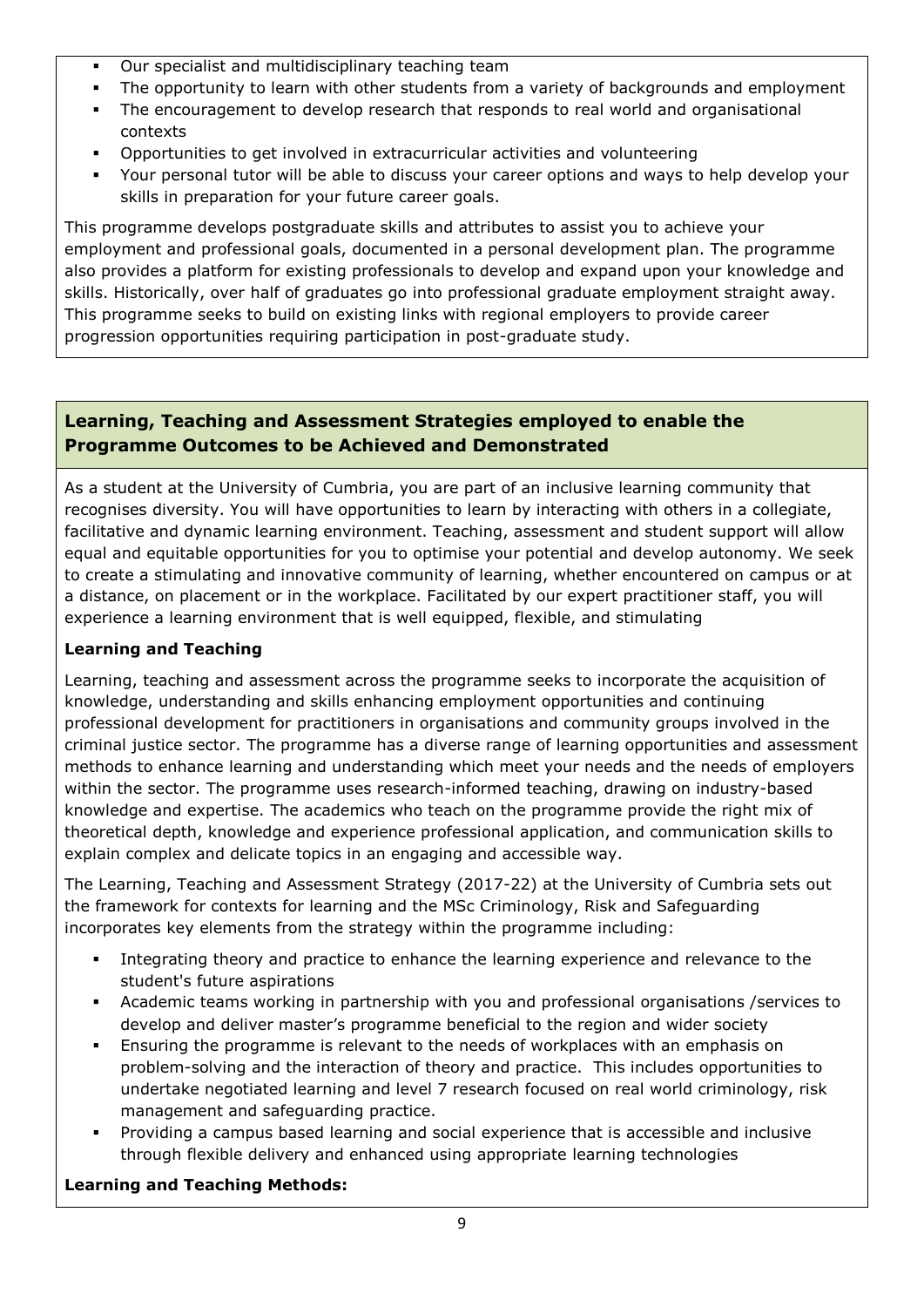- Our specialist and multidisciplinary teaching team
- The opportunity to learn with other students from a variety of backgrounds and employment
- The encouragement to develop research that responds to real world and organisational contexts
- Opportunities to get involved in extracurricular activities and volunteering
- Your personal tutor will be able to discuss your career options and ways to help develop your skills in preparation for your future career goals.

This programme develops postgraduate skills and attributes to assist you to achieve your employment and professional goals, documented in a personal development plan. The programme also provides a platform for existing professionals to develop and expand upon your knowledge and skills. Historically, over half of graduates go into professional graduate employment straight away. This programme seeks to build on existing links with regional employers to provide career progression opportunities requiring participation in post-graduate study.

## Learning, Teaching and Assessment Strategies employed to enable the Programme Outcomes to be Achieved and Demonstrated

As a student at the University of Cumbria, you are part of an inclusive learning community that recognises diversity. You will have opportunities to learn by interacting with others in a collegiate, facilitative and dynamic learning environment. Teaching, assessment and student support will allow equal and equitable opportunities for you to optimise your potential and develop autonomy. We seek to create a stimulating and innovative community of learning, whether encountered on campus or at a distance, on placement or in the workplace. Facilitated by our expert practitioner staff, you will experience a learning environment that is well equipped, flexible, and stimulating

**Learning and Teaching**

Learning, teaching and assessment across the programme seeks to incorporate the acquisition of knowledge, understanding and skills enhancing employment opportunities and continuing professional development for practitioners in organisations and community groups involved in the criminal justice sector. The programme has a diverse range of learning opportunities and assessment methods to enhance learning and understanding which meet your needs and the needs of employers within the sector. The programme uses research-informed teaching, drawing on industry-based knowledge and expertise. The academics who teach on the programme provide the right mix of theoretical depth, knowledge and experience professional application, and communication skills to explain complex and delicate topics in an engaging and accessible way.

The Learning, Teaching and Assessment Strategy (2017-22) at the University of Cumbria sets out the framework for contexts for learning and the MSc Criminology, Risk and Safeguarding incorporates key elements from the strategy within the programme including:

- Integrating theory and practice to enhance the learning experience and relevance to the student's future aspirations
- Academic teams working in partnership with you and professional organisations /services to develop and deliver master's programme beneficial to the region and wider society
- Ensuring the programme is relevant to the needs of workplaces with an emphasis on problem-solving and the interaction of theory and practice. This includes opportunities to undertake negotiated learning and level 7 research focused on real world criminology, risk management and safeguarding practice.
- Providing a campus based learning and social experience that is accessible and inclusive through flexible delivery and enhanced using appropriate learning technologies

**Learning and Teaching Methods:**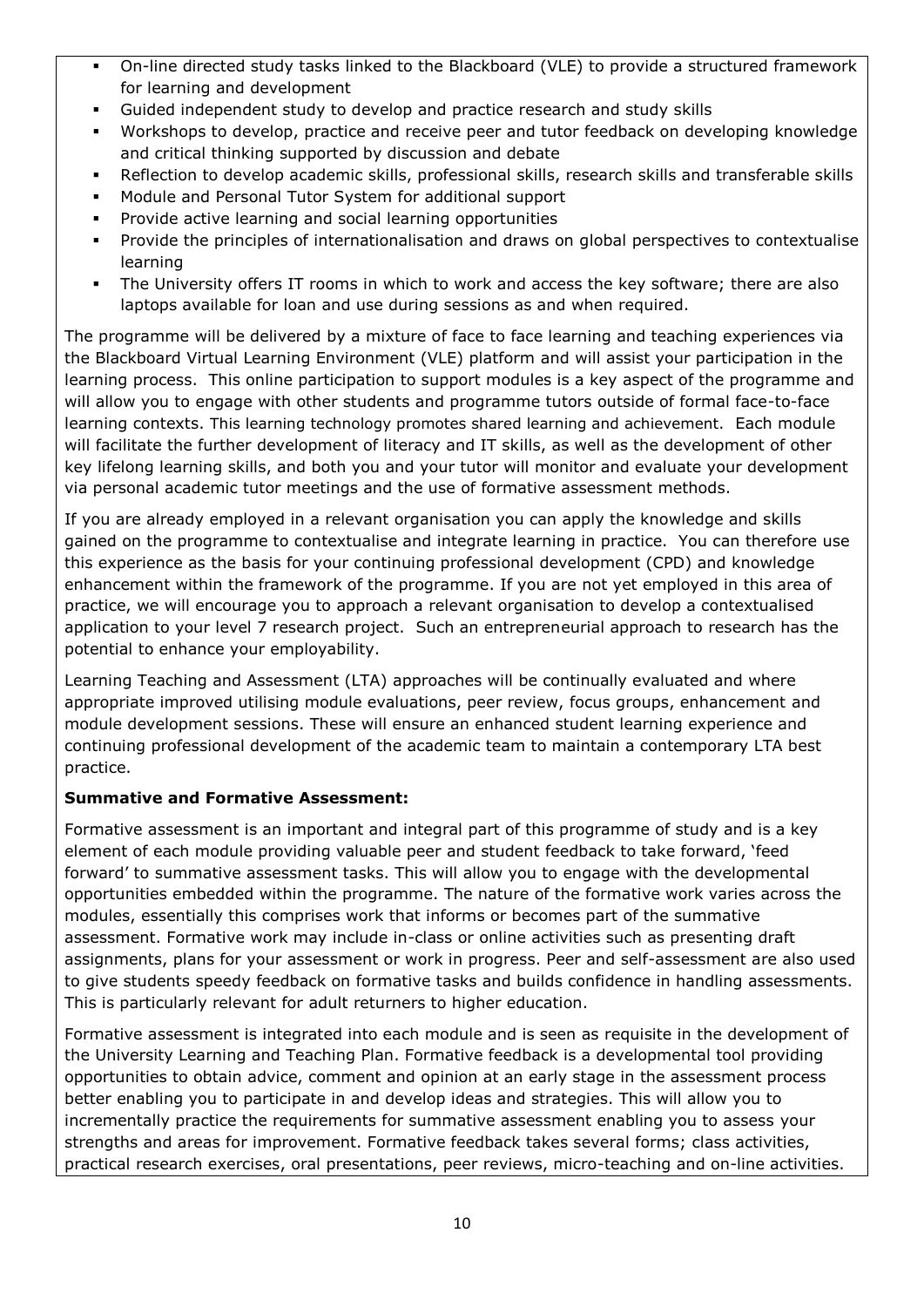- On-line directed study tasks linked to the Blackboard (VLE) to provide a structured framework for learning and development
- Guided independent study to develop and practice research and study skills
- Workshops to develop, practice and receive peer and tutor feedback on developing knowledge and critical thinking supported by discussion and debate
- Reflection to develop academic skills, professional skills, research skills and transferable skills
- Module and Personal Tutor System for additional support
- Provide active learning and social learning opportunities
- Provide the principles of internationalisation and draws on global perspectives to contextualise learning
- The University offers IT rooms in which to work and access the key software; there are also laptops available for loan and use during sessions as and when required.

The programme will be delivered by a mixture of face to face learning and teaching experiences via the Blackboard Virtual Learning Environment (VLE) platform and will assist your participation in the learning process. This online participation to support modules is a key aspect of the programme and will allow you to engage with other students and programme tutors outside of formal face-to-face learning contexts. This learning technology promotes shared learning and achievement. Each module will facilitate the further development of literacy and IT skills, as well as the development of other key lifelong learning skills, and both you and your tutor will monitor and evaluate your development via personal academic tutor meetings and the use of formative assessment methods.

If you are already employed in a relevant organisation you can apply the knowledge and skills gained on the programme to contextualise and integrate learning in practice. You can therefore use this experience as the basis for your continuing professional development (CPD) and knowledge enhancement within the framework of the programme. If you are not yet employed in this area of practice, we will encourage you to approach a relevant organisation to develop a contextualised application to your level 7 research project. Such an entrepreneurial approach to research has the potential to enhance your employability.

Learning Teaching and Assessment (LTA) approaches will be continually evaluated and where appropriate improved utilising module evaluations, peer review, focus groups, enhancement and module development sessions. These will ensure an enhanced student learning experience and continuing professional development of the academic team to maintain a contemporary LTA best practice.

**Summative and Formative Assessment:**

Formative assessment is an important and integral part of this programme of study and is a key element of each module providing valuable peer and student feedback to take forward, 'feed forward' to summative assessment tasks. This will allow you to engage with the developmental opportunities embedded within the programme. The nature of the formative work varies across the modules, essentially this comprises work that informs or becomes part of the summative assessment. Formative work may include in-class or online activities such as presenting draft assignments, plans for your assessment or work in progress. Peer and self-assessment are also used to give students speedy feedback on formative tasks and builds confidence in handling assessments. This is particularly relevant for adult returners to higher education.

Formative assessment is integrated into each module and is seen as requisite in the development of the University Learning and Teaching Plan. Formative feedback is a developmental tool providing opportunities to obtain advice, comment and opinion at an early stage in the assessment process better enabling you to participate in and develop ideas and strategies. This will allow you to incrementally practice the requirements for summative assessment enabling you to assess your strengths and areas for improvement. Formative feedback takes several forms; class activities, practical research exercises, oral presentations, peer reviews, micro-teaching and on-line activities.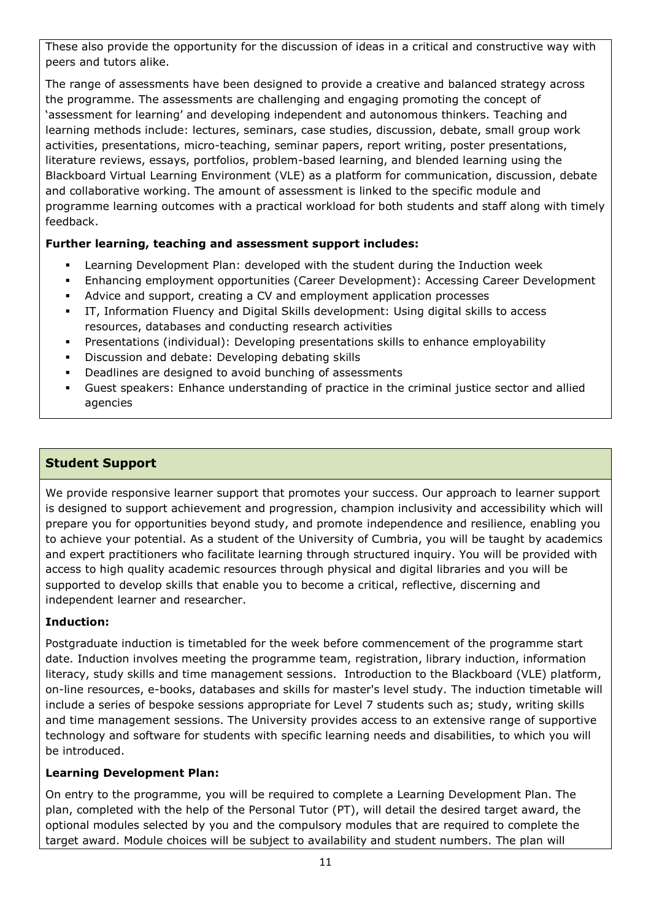These also provide the opportunity for the discussion of ideas in a critical and constructive way with peers and tutors alike.

The range of assessments have been designed to provide a creative and balanced strategy across the programme. The assessments are challenging and engaging promoting the concept of 'assessment for learning' and developing independent and autonomous thinkers. Teaching and learning methods include: lectures, seminars, case studies, discussion, debate, small group work activities, presentations, micro-teaching, seminar papers, report writing, poster presentations, literature reviews, essays, portfolios, problem-based learning, and blended learning using the Blackboard Virtual Learning Environment (VLE) as a platform for communication, discussion, debate and collaborative working. The amount of assessment is linked to the specific module and programme learning outcomes with a practical workload for both students and staff along with timely feedback.

**Further learning, teaching and assessment support includes:**

- Learning Development Plan: developed with the student during the Induction week
- Enhancing employment opportunities (Career Development): Accessing Career Development
- Advice and support, creating a CV and employment application processes
- IT, Information Fluency and Digital Skills development: Using digital skills to access resources, databases and conducting research activities
- Presentations (individual): Developing presentations skills to enhance employability
- Discussion and debate: Developing debating skills
- Deadlines are designed to avoid bunching of assessments
- Guest speakers: Enhance understanding of practice in the criminal justice sector and allied agencies

## Student Support

We provide responsive learner support that promotes your success. Our approach to learner support is designed to support achievement and progression, champion inclusivity and accessibility which will prepare you for opportunities beyond study, and promote independence and resilience, enabling you to achieve your potential. As a student of the University of Cumbria, you will be taught by academics and expert practitioners who facilitate learning through structured inquiry. You will be provided with access to high quality academic resources through physical and digital libraries and you will be supported to develop skills that enable you to become a critical, reflective, discerning and independent learner and researcher.

**Induction:**

Postgraduate induction is timetabled for the week before commencement of the programme start date. Induction involves meeting the programme team, registration, library induction, information literacy, study skills and time management sessions. Introduction to the Blackboard (VLE) platform, on-line resources, e-books, databases and skills for master's level study. The induction timetable will include a series of bespoke sessions appropriate for Level 7 students such as; study, writing skills and time management sessions. The University provides access to an extensive range of supportive technology and software for students with specific learning needs and disabilities, to which you will be introduced.

**Learning Development Plan:**

On entry to the programme, you will be required to complete a Learning Development Plan. The plan, completed with the help of the Personal Tutor (PT), will detail the desired target award, the optional modules selected by you and the compulsory modules that are required to complete the target award. Module choices will be subject to availability and student numbers. The plan will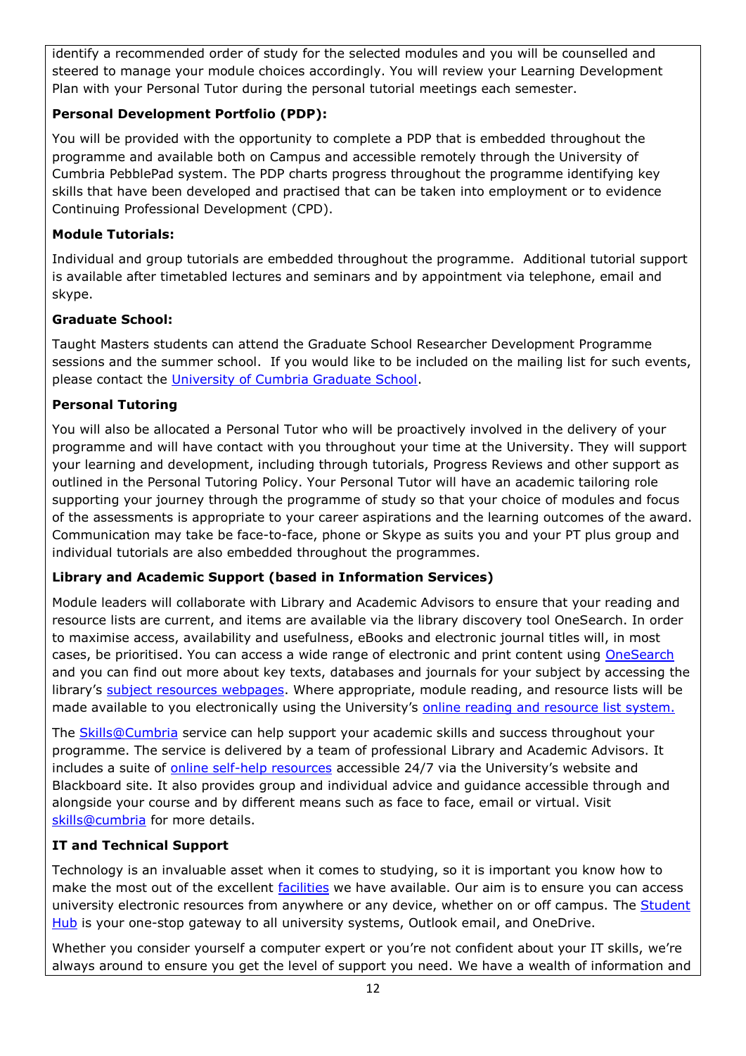identify a recommended order of study for the selected modules and you will be counselled and steered to manage your module choices accordingly. You will review your Learning Development Plan with your Personal Tutor during the personal tutorial meetings each semester.

**Personal Development Portfolio (PDP):**

You will be provided with the opportunity to complete a PDP that is embedded throughout the programme and available both on Campus and accessible remotely through the University of Cumbria PebblePad system. The PDP charts progress throughout the programme identifying key skills that have been developed and practised that can be taken into employment or to evidence Continuing Professional Development (CPD).

**Module Tutorials:**

Individual and group tutorials are embedded throughout the programme. Additional tutorial support is available after timetabled lectures and seminars and by appointment via telephone, email and skype.

**Graduate School:**

Taught Masters students can attend the Graduate School Researcher Development Programme sessions and the summer school. If you would like to be included on the mailing list for such events, please contact the University of Cumbria Graduate School.

**Personal Tutoring**

You will also be allocated a Personal Tutor who will be proactively involved in the delivery of your programme and will have contact with you throughout your time at the University. They will support your learning and development, including through tutorials, Progress Reviews and other support as outlined in the Personal Tutoring Policy. Your Personal Tutor will have an academic tailoring role supporting your journey through the programme of study so that your choice of modules and focus of the assessments is appropriate to your career aspirations and the learning outcomes of the award. Communication may take be face-to-face, phone or Skype as suits you and your PT plus group and individual tutorials are also embedded throughout the programmes.

**Library and Academic Support (based in Information Services)**

Module leaders will collaborate with Library and Academic Advisors to ensure that your reading and resource lists are current, and items are available via the library discovery tool OneSearch. In order to maximise access, availability and usefulness, eBooks and electronic journal titles will, in most cases, be prioritised. You can access a wide range of electronic and print content using OneSearch and you can find out more about key texts, databases and journals for your subject by accessing the library's subject resources webpages. Where appropriate, module reading, and resource lists will be made available to you electronically using the University's online reading and resource list system.

The Skills@Cumbria service can help support your academic skills and success throughout your programme. The service is delivered by a team of professional Library and Academic Advisors. It includes a suite of online self-help resources accessible 24/7 via the University's website and Blackboard site. It also provides group and individual advice and guidance accessible through and alongside your course and by different means such as face to face, email or virtual. Visit skills@cumbria for more details.

**IT and Technical Support**

Technology is an invaluable asset when it comes to studying, so it is important you know how to make the most out of the excellent facilities we have available. Our aim is to ensure you can access university electronic resources from anywhere or any device, whether on or off campus. The Student Hub is your one-stop gateway to all university systems, Outlook email, and OneDrive.

Whether you consider yourself a computer expert or you're not confident about your IT skills, we're always around to ensure you get the level of support you need. We have a wealth of information and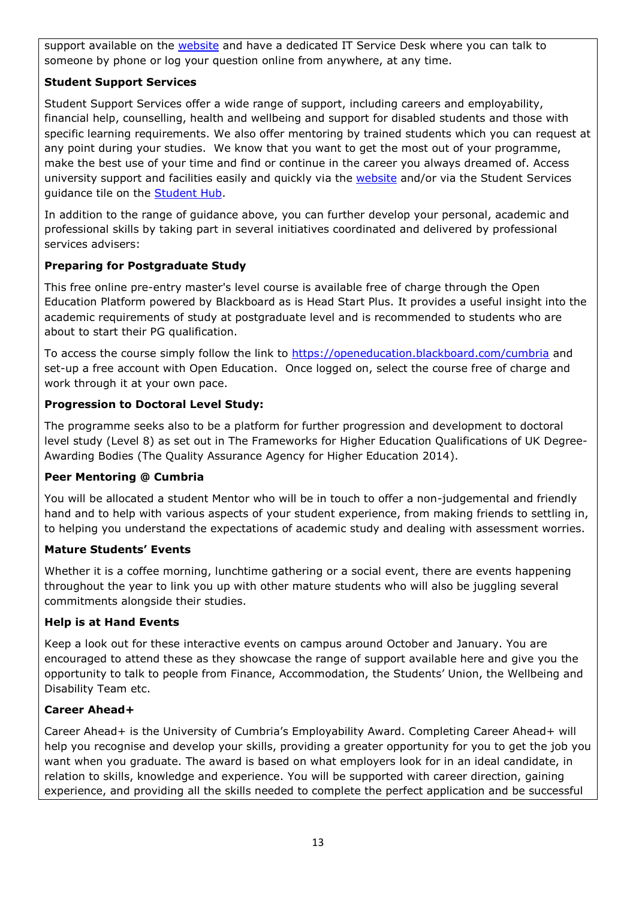support available on the [website](website) and have a dedicated IT Service Desk where you can talk to someone by phone or log your question online from anywhere, at any time.

**Student Support Services**

Student Support Services offer a wide range of support, including careers and employability, financial help, counselling, health and wellbeing and support for disabled students and those with specific learning requirements. We also offer mentoring by trained students which you can request at any point during your studies. We know that you want to get the most out of your programme, make the best use of your time and find or continue in the career you always dreamed of. Access university support and facilities easily and quickly via the [website](website) and/or via the Student Services guidance tile on the [Student Hub](Student Hub).

In addition to the range of guidance above, you can further develop your personal, academic and professional skills by taking part in several initiatives coordinated and delivered by professional services advisers:

**Preparing for Postgraduate Study**

This free online pre-entry master's level course is available free of charge through the Open Education Platform powered by Blackboard as is Head Start Plus. It provides a useful insight into the academic requirements of study at postgraduate level and is recommended to students who are about to start their PG qualification.

To access the course simply follow the link to https://openeducation.blackboard.com/cumbria and set-up a free account with Open Education. Once logged on, select the course free of charge and work through it at your own pace.

**Progression to Doctoral Level Study:**

The programme seeks also to be a platform for further progression and development to doctoral level study (Level 8) as set out in The Frameworks for Higher Education Qualifications of UK Degree-Awarding Bodies (The Quality Assurance Agency for Higher Education 2014).

**Peer Mentoring @ Cumbria**

You will be allocated a student Mentor who will be in touch to offer a non-judgemental and friendly hand and to help with various aspects of your student experience, from making friends to settling in, to helping you understand the expectations of academic study and dealing with assessment worries.

**Mature Students' Events**

Whether it is a coffee morning, lunchtime gathering or a social event, there are events happening throughout the year to link you up with other mature students who will also be juggling several commitments alongside their studies.

**Help is at Hand Events**

Keep a look out for these interactive events on campus around October and January. You are encouraged to attend these as they showcase the range of support available here and give you the opportunity to talk to people from Finance, Accommodation, the Students' Union, the Wellbeing and Disability Team etc.

**Career Ahead+**

Career Ahead+ is the University of Cumbria's Employability Award. Completing Career Ahead+ will help you recognise and develop your skills, providing a greater opportunity for you to get the job you want when you graduate. The award is based on what employers look for in an ideal candidate, in relation to skills, knowledge and experience. You will be supported with career direction, gaining experience, and providing all the skills needed to complete the perfect application and be successful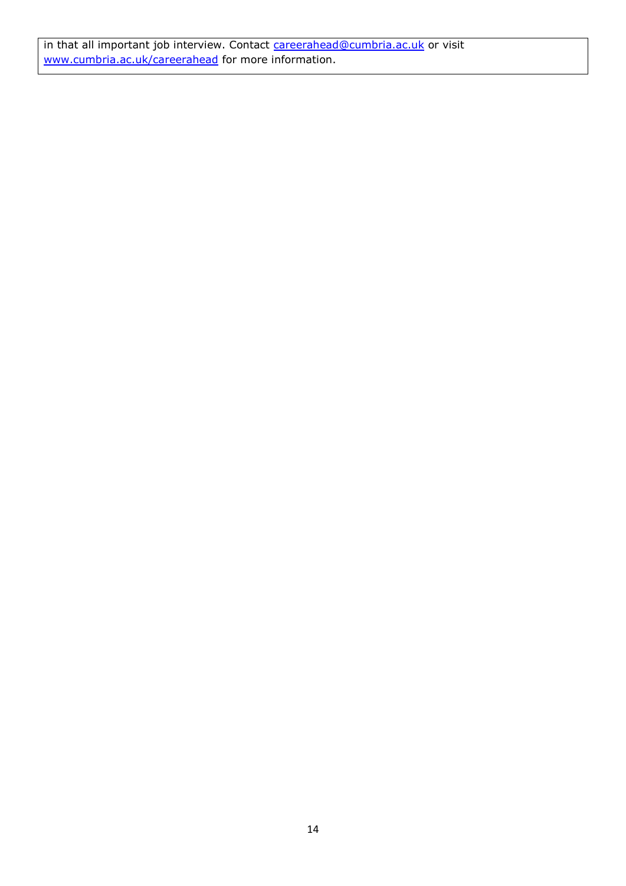in that all important job interview. Contact careerahead@cumbria.ac.uk or visit www.cumbria.ac.uk/careerahead for more information.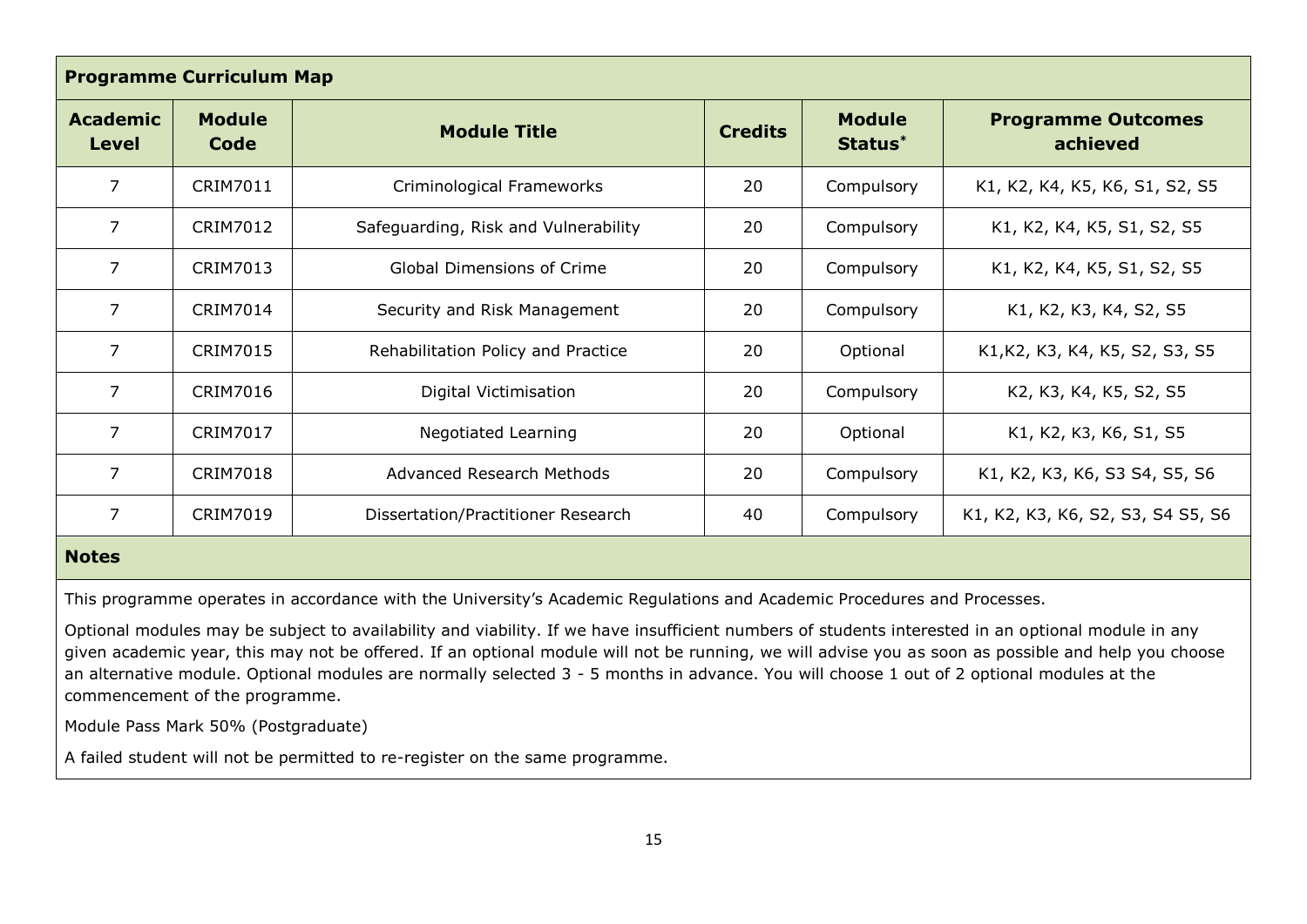## Programme Curriculum Map

| Academic Level | Module Code | Module Title | Credits | Module Status* | Programme Outcomes achieved |
|---|---|---|---|---|---|
| 7 | CRIM7011 | Criminological Frameworks | 20 | Compulsory | K1, K2, K4, K5, K6, S1, S2, S5 |
| 7 | CRIM7012 | Safeguarding, Risk and Vulnerability | 20 | Compulsory | K1, K2, K4, K5, S1, S2, S5 |
| 7 | CRIM7013 | Global Dimensions of Crime | 20 | Compulsory | K1, K2, K4, K5, S1, S2, S5 |
| 7 | CRIM7014 | Security and Risk Management | 20 | Compulsory | K1, K2, K3, K4, S2, S5 |
| 7 | CRIM7015 | Rehabilitation Policy and Practice | 20 | Optional | K1,K2, K3, K4, K5, S2, S3, S5 |
| 7 | CRIM7016 | Digital Victimisation | 20 | Compulsory | K2, K3, K4, K5, S2, S5 |
| 7 | CRIM7017 | Negotiated Learning | 20 | Optional | K1, K2, K3, K6, S1, S5 |
| 7 | CRIM7018 | Advanced Research Methods | 20 | Compulsory | K1, K2, K3, K6, S3 S4, S5, S6 |
| 7 | CRIM7019 | Dissertation/Practitioner Research | 40 | Compulsory | K1, K2, K3, K6, S2, S3, S4 S5, S6 |

## Notes

This programme operates in accordance with the University's Academic Regulations and Academic Procedures and Processes.

Optional modules may be subject to availability and viability. If we have insufficient numbers of students interested in an optional module in any given academic year, this may not be offered. If an optional module will not be running, we will advise you as soon as possible and help you choose an alternative module. Optional modules are normally selected 3 - 5 months in advance. You will choose 1 out of 2 optional modules at the commencement of the programme.

Module Pass Mark 50% (Postgraduate)

A failed student will not be permitted to re-register on the same programme.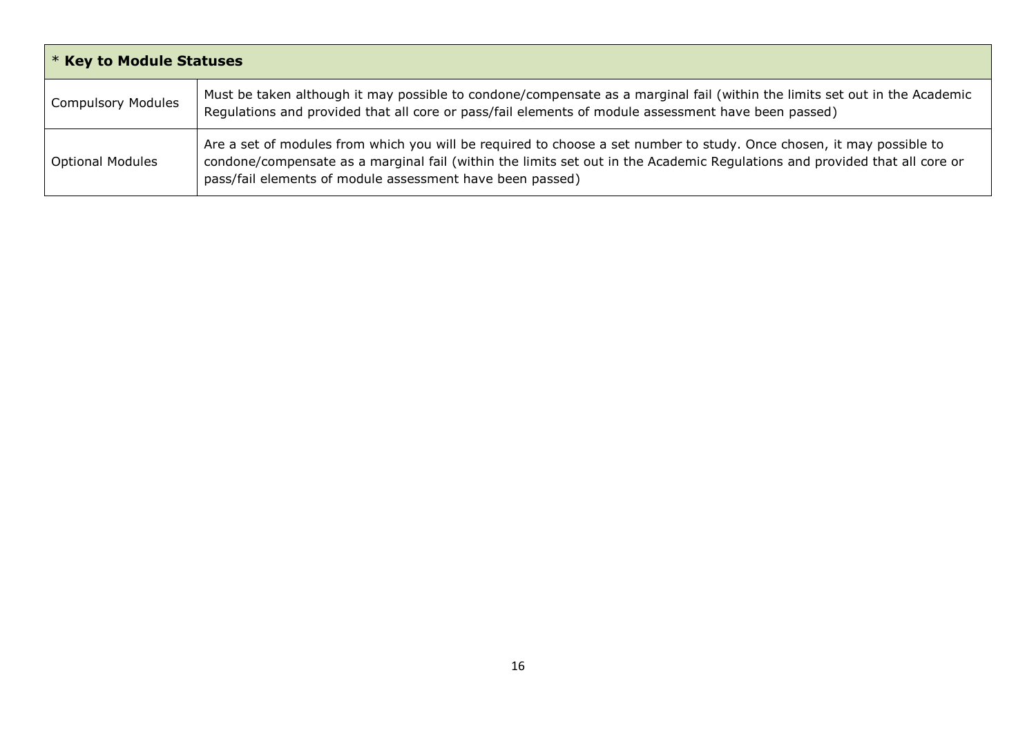| * **Key to Module Statuses** | |
|---|---|
| Compulsory Modules | Must be taken although it may possible to condone/compensate as a marginal fail (within the limits set out in the Academic Regulations and provided that all core or pass/fail elements of module assessment have been passed) |
| Optional Modules | Are a set of modules from which you will be required to choose a set number to study. Once chosen, it may possible to condone/compensate as a marginal fail (within the limits set out in the Academic Regulations and provided that all core or pass/fail elements of module assessment have been passed) |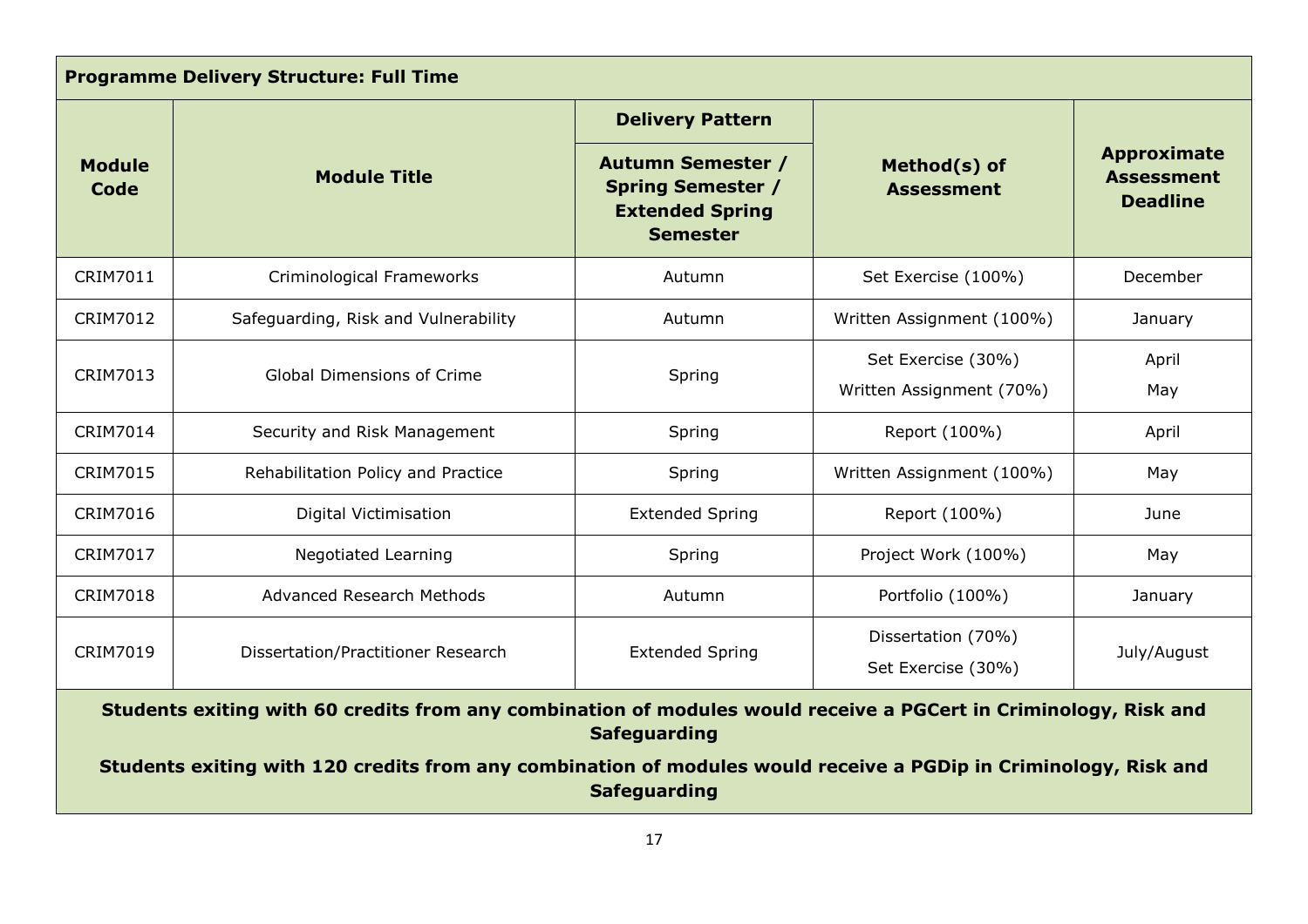| **Programme Delivery Structure: Full Time** | | | | |
|---|---|---|---|---|
| **Module Code** | **Module Title** | **Delivery Pattern** | **Method(s) of Assessment** | **Approximate Assessment Deadline** |
| | | **Autumn Semester / Spring Semester / Extended Spring Semester** | | |
| CRIM7011 | Criminological Frameworks | Autumn | Set Exercise (100%) | December |
| CRIM7012 | Safeguarding, Risk and Vulnerability | Autumn | Written Assignment (100%) | January |
| CRIM7013 | Global Dimensions of Crime | Spring | Set Exercise (30%)<br>Written Assignment (70%) | April<br>May |
| CRIM7014 | Security and Risk Management | Spring | Report (100%) | April |
| CRIM7015 | Rehabilitation Policy and Practice | Spring | Written Assignment (100%) | May |
| CRIM7016 | Digital Victimisation | Extended Spring | Report (100%) | June |
| CRIM7017 | Negotiated Learning | Spring | Project Work (100%) | May |
| CRIM7018 | Advanced Research Methods | Autumn | Portfolio (100%) | January |
| CRIM7019 | Dissertation/Practitioner Research | Extended Spring | Dissertation (70%)<br>Set Exercise (30%) | July/August |

**Students exiting with 60 credits from any combination of modules would receive a PGCert in Criminology, Risk and Safeguarding**

**Students exiting with 120 credits from any combination of modules would receive a PGDip in Criminology, Risk and Safeguarding**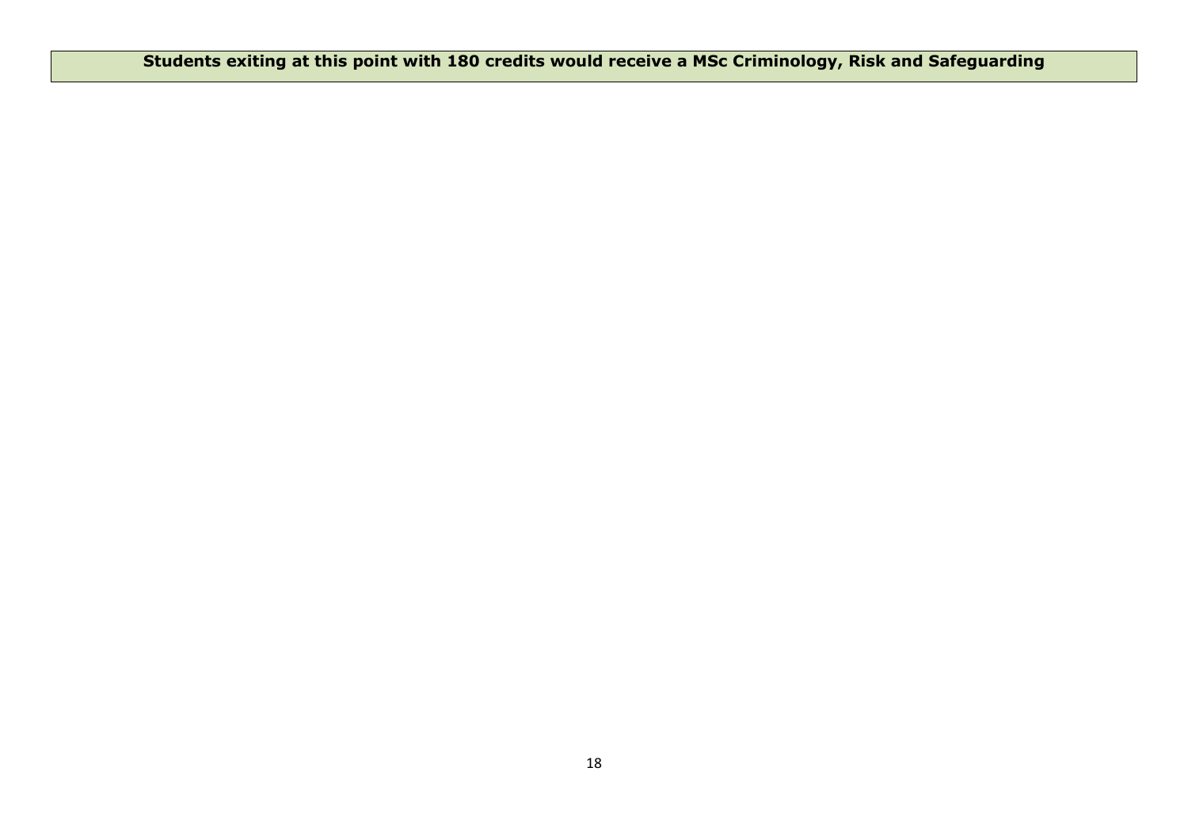| **Students exiting at this point with 180 credits would receive a MSc Criminology, Risk and Safeguarding** |
| --- |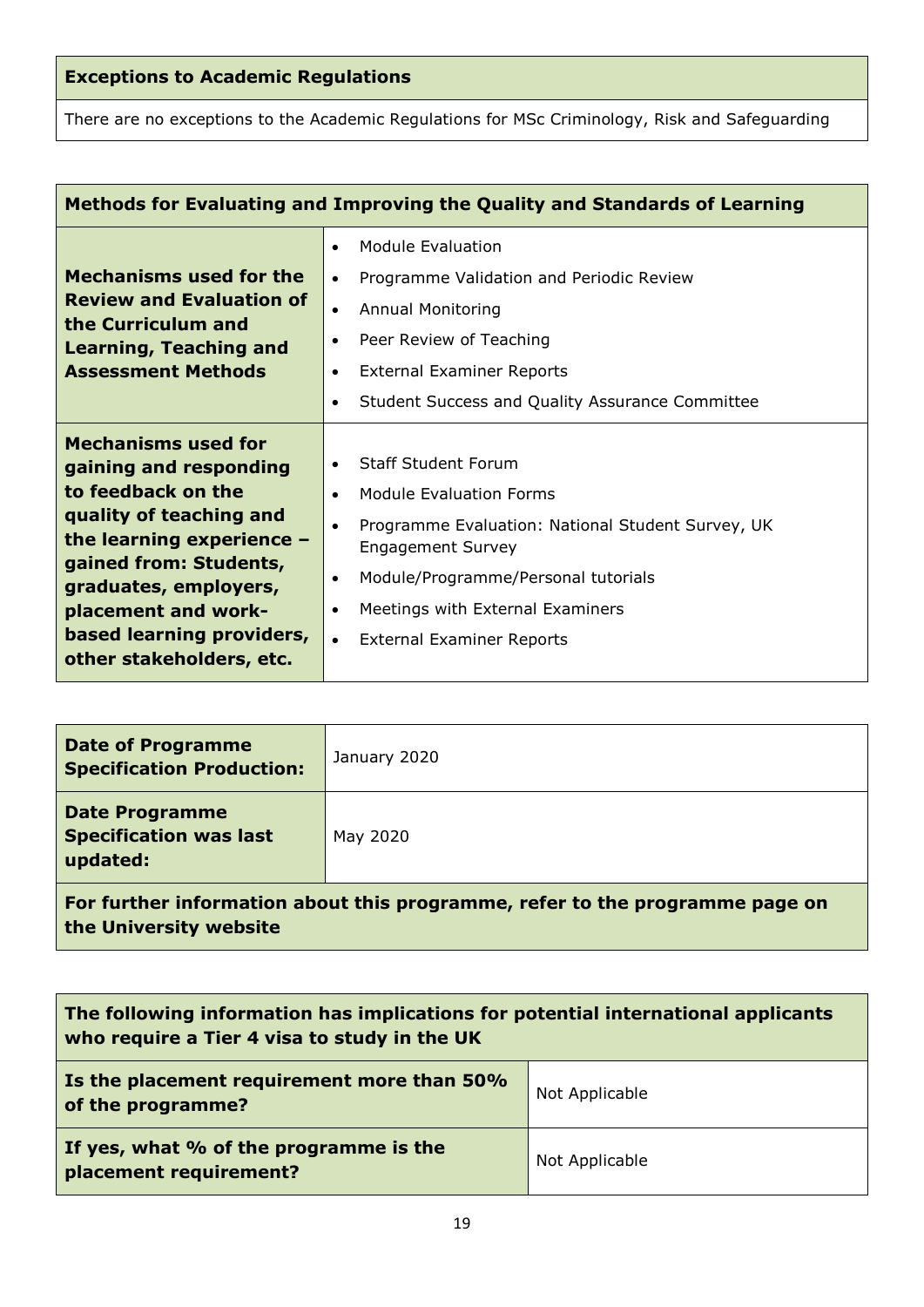| **Exceptions to Academic Regulations** |
|---|
| There are no exceptions to the Academic Regulations for MSc Criminology, Risk and Safeguarding |

| **Methods for Evaluating and Improving the Quality and Standards of Learning** | |
|---|---|
| **Mechanisms used for the Review and Evaluation of the Curriculum and Learning, Teaching and Assessment Methods** | • Module Evaluation<br>• Programme Validation and Periodic Review<br>• Annual Monitoring<br>• Peer Review of Teaching<br>• External Examiner Reports<br>• Student Success and Quality Assurance Committee |
| **Mechanisms used for gaining and responding to feedback on the quality of teaching and the learning experience – gained from: Students, graduates, employers, placement and work-based learning providers, other stakeholders, etc.** | • Staff Student Forum<br>• Module Evaluation Forms<br>• Programme Evaluation: National Student Survey, UK Engagement Survey<br>• Module/Programme/Personal tutorials<br>• Meetings with External Examiners<br>• External Examiner Reports |

| | |
|---|---|
| **Date of Programme Specification Production:** | January 2020 |
| **Date Programme Specification was last updated:** | May 2020 |
| **For further information about this programme, refer to the programme page on the University website** | |

| **The following information has implications for potential international applicants who require a Tier 4 visa to study in the UK** | |
|---|---|
| **Is the placement requirement more than 50% of the programme?** | Not Applicable |
| **If yes, what % of the programme is the placement requirement?** | Not Applicable |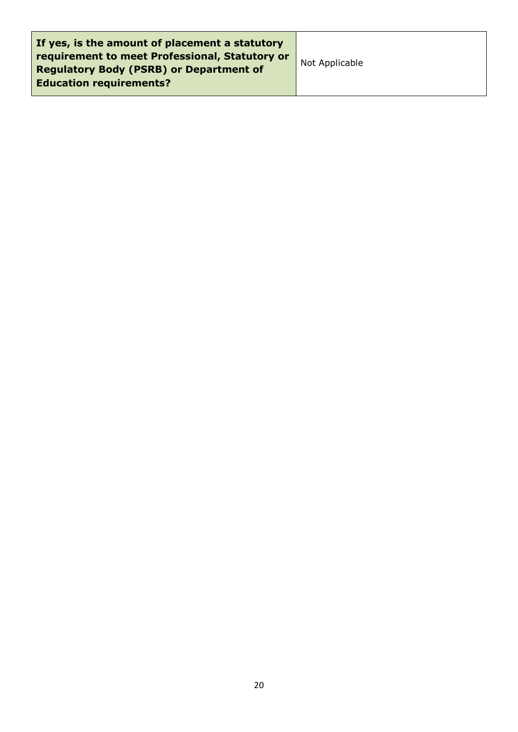| | |
|---|---|
| **If yes, is the amount of placement a statutory requirement to meet Professional, Statutory or Regulatory Body (PSRB) or Department of Education requirements?** | Not Applicable |